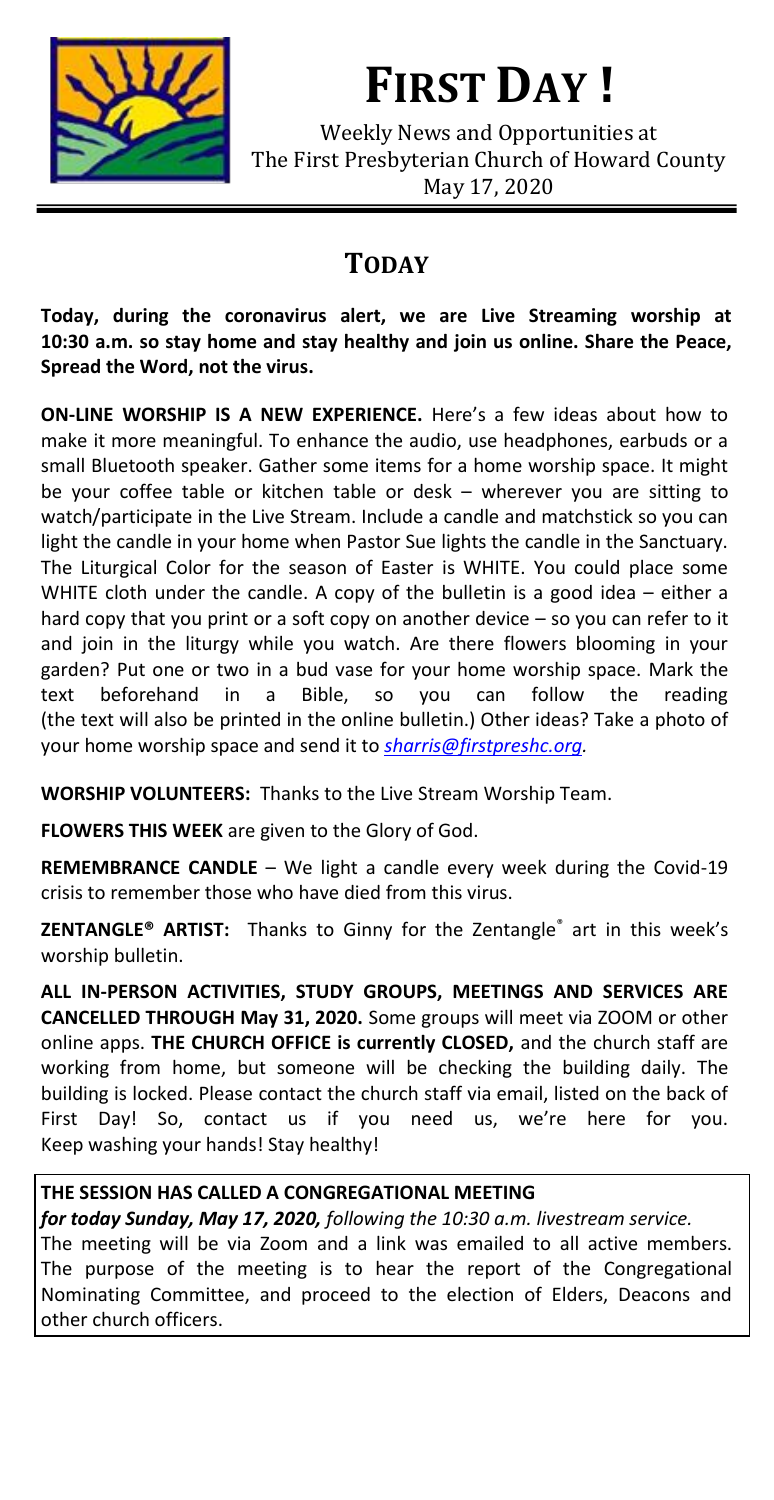# FIRST DAY !

Weekly News and Opportunities at
The First Presbyterian Church of Howard County
May 17, 2020

## TODAY

**Today, during the coronavirus alert, we are Live Streaming worship at 10:30 a.m. so stay home and stay healthy and join us online. Share the Peace, Spread the Word, not the virus.**

**ON-LINE WORSHIP IS A NEW EXPERIENCE.** Here's a few ideas about how to make it more meaningful. To enhance the audio, use headphones, earbuds or a small Bluetooth speaker. Gather some items for a home worship space. It might be your coffee table or kitchen table or desk – wherever you are sitting to watch/participate in the Live Stream. Include a candle and matchstick so you can light the candle in your home when Pastor Sue lights the candle in the Sanctuary. The Liturgical Color for the season of Easter is WHITE. You could place some WHITE cloth under the candle. A copy of the bulletin is a good idea – either a hard copy that you print or a soft copy on another device – so you can refer to it and join in the liturgy while you watch. Are there flowers blooming in your garden? Put one or two in a bud vase for your home worship space. Mark the text beforehand in a Bible, so you can follow the reading (the text will also be printed in the online bulletin.) Other ideas? Take a photo of your home worship space and send it to *sharris@firstpreshc.org*.

**WORSHIP VOLUNTEERS:** Thanks to the Live Stream Worship Team.

**FLOWERS THIS WEEK** are given to the Glory of God.

**REMEMBRANCE CANDLE** – We light a candle every week during the Covid-19 crisis to remember those who have died from this virus.

**ZENTANGLE® ARTIST:** Thanks to Ginny for the Zentangle® art in this week's worship bulletin.

**ALL IN-PERSON ACTIVITIES, STUDY GROUPS, MEETINGS AND SERVICES ARE CANCELLED THROUGH May 31, 2020.** Some groups will meet via ZOOM or other online apps. **THE CHURCH OFFICE is currently CLOSED,** and the church staff are working from home, but someone will be checking the building daily. The building is locked. Please contact the church staff via email, listed on the back of First Day! So, contact us if you need us, we're here for you. Keep washing your hands! Stay healthy!

**THE SESSION HAS CALLED A CONGREGATIONAL MEETING**
***for today Sunday, May 17, 2020,** following the 10:30 a.m. livestream service.*
The meeting will be via Zoom and a link was emailed to all active members. The purpose of the meeting is to hear the report of the Congregational Nominating Committee, and proceed to the election of Elders, Deacons and other church officers.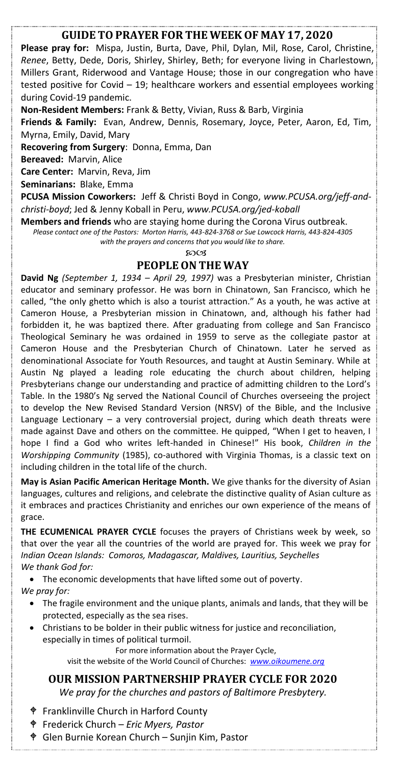## GUIDE TO PRAYER FOR THE WEEK OF MAY 17, 2020

**Please pray for:** Mispa, Justin, Burta, Dave, Phil, Dylan, Mil, Rose, Carol, Christine, *Renee*, Betty, Dede, Doris, Shirley, Shirley, Beth; for everyone living in Charlestown, Millers Grant, Riderwood and Vantage House; those in our congregation who have tested positive for Covid – 19; healthcare workers and essential employees working during Covid-19 pandemic.

**Non-Resident Members:** Frank & Betty, Vivian, Russ & Barb, Virginia

**Friends & Family:** Evan, Andrew, Dennis, Rosemary, Joyce, Peter, Aaron, Ed, Tim, Myrna, Emily, David, Mary

**Recovering from Surgery**: Donna, Emma, Dan

**Bereaved:** Marvin, Alice

**Care Center:** Marvin, Reva, Jim

**Seminarians:** Blake, Emma

**PCUSA Mission Coworkers:** Jeff & Christi Boyd in Congo, *www.PCUSA.org/jeff-and-christi-boyd*; Jed & Jenny Koball in Peru, *www.PCUSA.org/jed-koball*

**Members and friends** who are staying home during the Corona Virus outbreak.

*Please contact one of the Pastors: Morton Harris, 443-824-3768 or Sue Lowcock Harris, 443-824-4305 with the prayers and concerns that you would like to share.*

## PEOPLE ON THE WAY

**David Ng** *(September 1, 1934 – April 29, 1997)* was a Presbyterian minister, Christian educator and seminary professor. He was born in Chinatown, San Francisco, which he called, "the only ghetto which is also a tourist attraction." As a youth, he was active at Cameron House, a Presbyterian mission in Chinatown, and, although his father had forbidden it, he was baptized there. After graduating from college and San Francisco Theological Seminary he was ordained in 1959 to serve as the collegiate pastor at Cameron House and the Presbyterian Church of Chinatown. Later he served as denominational Associate for Youth Resources, and taught at Austin Seminary. While at Austin Ng played a leading role educating the church about children, helping Presbyterians change our understanding and practice of admitting children to the Lord's Table. In the 1980's Ng served the National Council of Churches overseeing the project to develop the New Revised Standard Version (NRSV) of the Bible, and the Inclusive Language Lectionary – a very controversial project, during which death threats were made against Dave and others on the committee. He quipped, "When I get to heaven, I hope I find a God who writes left-handed in Chinese!" His book, *Children in the Worshipping Community* (1985), co-authored with Virginia Thomas, is a classic text on including children in the total life of the church.

**May is Asian Pacific American Heritage Month.** We give thanks for the diversity of Asian languages, cultures and religions, and celebrate the distinctive quality of Asian culture as it embraces and practices Christianity and enriches our own experience of the means of grace.

**THE ECUMENICAL PRAYER CYCLE** focuses the prayers of Christians week by week, so that over the year all the countries of the world are prayed for. This week we pray for *Indian Ocean Islands: Comoros, Madagascar, Maldives, Lauritius, Seychelles*

*We thank God for:*

- The economic developments that have lifted some out of poverty.

*We pray for:*

- The fragile environment and the unique plants, animals and lands, that they will be protected, especially as the sea rises.
- Christians to be bolder in their public witness for justice and reconciliation, especially in times of political turmoil.

For more information about the Prayer Cycle, visit the website of the World Council of Churches: *www.oikoumene.org*

## OUR MISSION PARTNERSHIP PRAYER CYCLE FOR 2020

*We pray for the churches and pastors of Baltimore Presbytery.*

- Franklinville Church in Harford County
- Frederick Church – *Eric Myers, Pastor*
- Glen Burnie Korean Church – Sunjin Kim, Pastor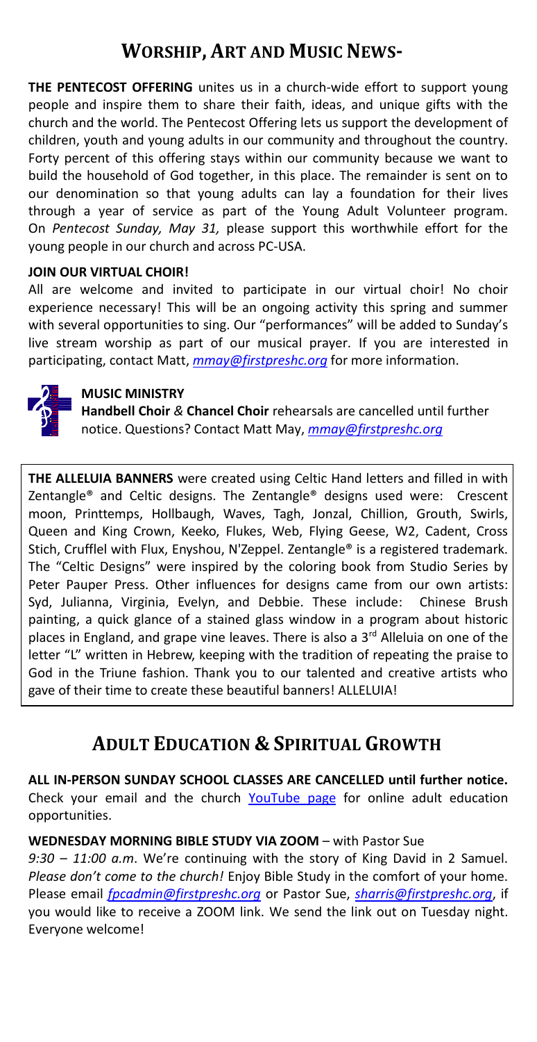# WORSHIP, ART AND MUSIC NEWS-

**THE PENTECOST OFFERING** unites us in a church-wide effort to support young people and inspire them to share their faith, ideas, and unique gifts with the church and the world. The Pentecost Offering lets us support the development of children, youth and young adults in our community and throughout the country. Forty percent of this offering stays within our community because we want to build the household of God together, in this place. The remainder is sent on to our denomination so that young adults can lay a foundation for their lives through a year of service as part of the Young Adult Volunteer program. On *Pentecost Sunday, May 31,* please support this worthwhile effort for the young people in our church and across PC-USA.

**JOIN OUR VIRTUAL CHOIR!**

All are welcome and invited to participate in our virtual choir! No choir experience necessary! This will be an ongoing activity this spring and summer with several opportunities to sing. Our "performances" will be added to Sunday's live stream worship as part of our musical prayer. If you are interested in participating, contact Matt, *mmay@firstpreshc.org* for more information.

**MUSIC MINISTRY**

**Handbell Choir** *&* **Chancel Choir** rehearsals are cancelled until further notice. Questions? Contact Matt May, *mmay@firstpreshc.org*

**THE ALLELUIA BANNERS** were created using Celtic Hand letters and filled in with Zentangle® and Celtic designs. The Zentangle® designs used were: Crescent moon, Printtemps, Hollbaugh, Waves, Tagh, Jonzal, Chillion, Grouth, Swirls, Queen and King Crown, Keeko, Flukes, Web, Flying Geese, W2, Cadent, Cross Stich, Crufflel with Flux, Enyshou, N'Zeppel. Zentangle® is a registered trademark. The "Celtic Designs" were inspired by the coloring book from Studio Series by Peter Pauper Press. Other influences for designs came from our own artists: Syd, Julianna, Virginia, Evelyn, and Debbie. These include: Chinese Brush painting, a quick glance of a stained glass window in a program about historic places in England, and grape vine leaves. There is also a 3rd Alleluia on one of the letter "L" written in Hebrew, keeping with the tradition of repeating the praise to God in the Triune fashion. Thank you to our talented and creative artists who gave of their time to create these beautiful banners! ALLELUIA!

# ADULT EDUCATION & SPIRITUAL GROWTH

**ALL IN-PERSON SUNDAY SCHOOL CLASSES ARE CANCELLED until further notice.** Check your email and the church YouTube page for online adult education opportunities.

**WEDNESDAY MORNING BIBLE STUDY VIA ZOOM** – with Pastor Sue

*9:30 – 11:00 a.m*. We're continuing with the story of King David in 2 Samuel. *Please don't come to the church!* Enjoy Bible Study in the comfort of your home. Please email *fpcadmin@firstpreshc.org* or Pastor Sue, *sharris@firstpreshc.org*, if you would like to receive a ZOOM link. We send the link out on Tuesday night. Everyone welcome!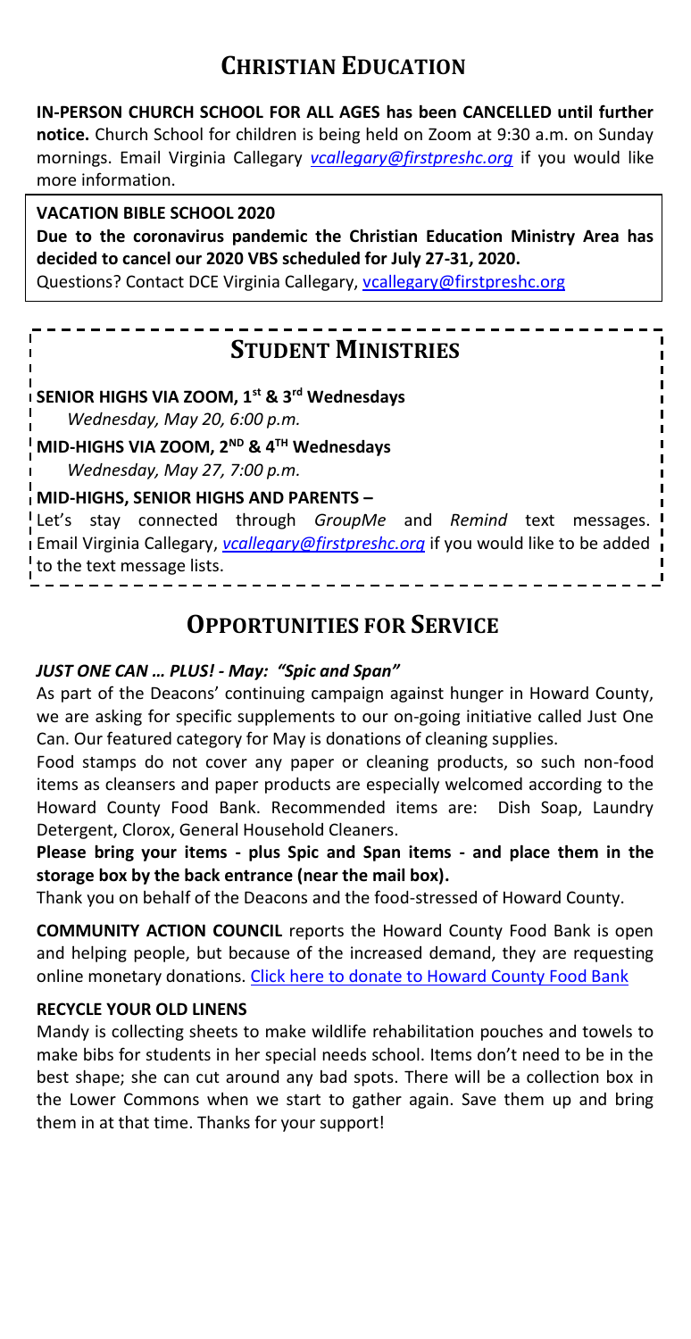# CHRISTIAN EDUCATION

**IN-PERSON CHURCH SCHOOL FOR ALL AGES has been CANCELLED until further notice.** Church School for children is being held on Zoom at 9:30 a.m. on Sunday mornings. Email Virginia Callegary *vcallegary@firstpreshc.org* if you would like more information.

**VACATION BIBLE SCHOOL 2020**

**Due to the coronavirus pandemic the Christian Education Ministry Area has decided to cancel our 2020 VBS scheduled for July 27-31, 2020.**

Questions? Contact DCE Virginia Callegary, vcallegary@firstpreshc.org

# STUDENT MINISTRIES

**SENIOR HIGHS VIA ZOOM, 1st & 3rd Wednesdays**

*Wednesday, May 20, 6:00 p.m.*

**MID-HIGHS VIA ZOOM, 2ND & 4TH Wednesdays**

*Wednesday, May 27, 7:00 p.m.*

**MID-HIGHS, SENIOR HIGHS AND PARENTS –**

Let's stay connected through *GroupMe* and *Remind* text messages. Email Virginia Callegary, *vcallegary@firstpreshc.org* if you would like to be added to the text message lists.

# OPPORTUNITIES FOR SERVICE

***JUST ONE CAN … PLUS! - May: "Spic and Span"***

As part of the Deacons' continuing campaign against hunger in Howard County, we are asking for specific supplements to our on-going initiative called Just One Can. Our featured category for May is donations of cleaning supplies.

Food stamps do not cover any paper or cleaning products, so such non-food items as cleansers and paper products are especially welcomed according to the Howard County Food Bank. Recommended items are: Dish Soap, Laundry Detergent, Clorox, General Household Cleaners.

**Please bring your items - plus Spic and Span items - and place them in the storage box by the back entrance (near the mail box).**

Thank you on behalf of the Deacons and the food-stressed of Howard County.

**COMMUNITY ACTION COUNCIL** reports the Howard County Food Bank is open and helping people, but because of the increased demand, they are requesting online monetary donations. Click here to donate to Howard County Food Bank

**RECYCLE YOUR OLD LINENS**

Mandy is collecting sheets to make wildlife rehabilitation pouches and towels to make bibs for students in her special needs school. Items don't need to be in the best shape; she can cut around any bad spots. There will be a collection box in the Lower Commons when we start to gather again. Save them up and bring them in at that time. Thanks for your support!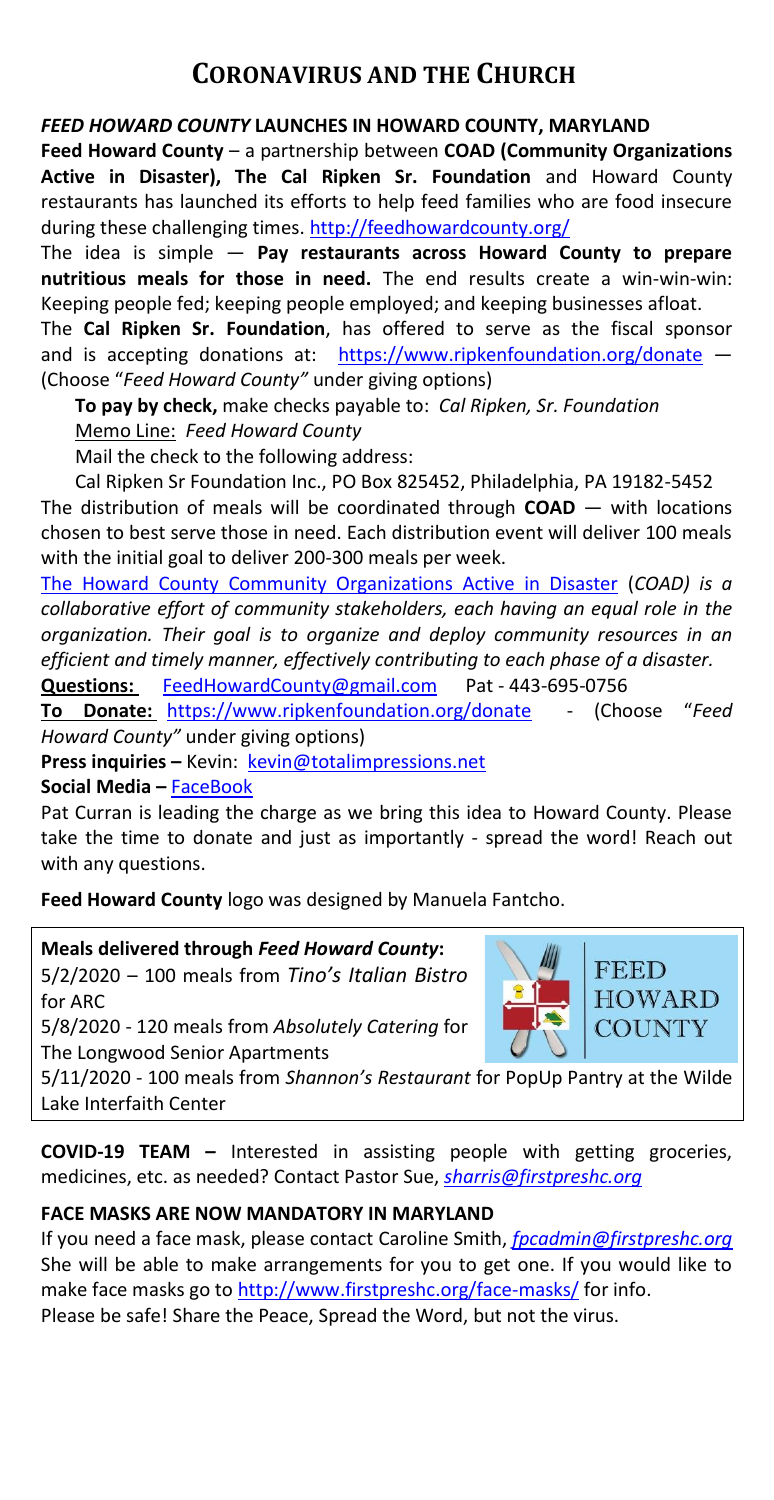# CORONAVIRUS AND THE CHURCH

## *FEED HOWARD COUNTY* LAUNCHES IN HOWARD COUNTY, MARYLAND

**Feed Howard County** – a partnership between **COAD (Community Organizations Active in Disaster), The Cal Ripken Sr. Foundation** and Howard County restaurants has launched its efforts to help feed families who are food insecure during these challenging times. http://feedhowardcounty.org/

The idea is simple — **Pay restaurants across Howard County to prepare nutritious meals for those in need.** The end results create a win-win-win: Keeping people fed; keeping people employed; and keeping businesses afloat.

The **Cal Ripken Sr. Foundation**, has offered to serve as the fiscal sponsor and is accepting donations at: https://www.ripkenfoundation.org/donate — (Choose "*Feed Howard County"* under giving options)

**To pay by check,** make checks payable to: *Cal Ripken, Sr. Foundation*
Memo Line: *Feed Howard County*
Mail the check to the following address:
Cal Ripken Sr Foundation Inc., PO Box 825452, Philadelphia, PA 19182-5452

The distribution of meals will be coordinated through **COAD** — with locations chosen to best serve those in need. Each distribution event will deliver 100 meals with the initial goal to deliver 200-300 meals per week.

The Howard County Community Organizations Active in Disaster (*COAD) is a collaborative effort of community stakeholders, each having an equal role in the organization. Their goal is to organize and deploy community resources in an efficient and timely manner, effectively contributing to each phase of a disaster.*

**Questions:** FeedHowardCounty@gmail.com Pat - 443-695-0756

**To Donate:** https://www.ripkenfoundation.org/donate - (Choose "*Feed Howard County"* under giving options)

**Press inquiries –** Kevin: kevin@totalimpressions.net

**Social Media –** FaceBook

Pat Curran is leading the charge as we bring this idea to Howard County. Please take the time to donate and just as importantly - spread the word! Reach out with any questions.

**Feed Howard County** logo was designed by Manuela Fantcho.

**Meals delivered through *Feed Howard County*:**

5/2/2020 – 100 meals from *Tino's Italian Bistro* for ARC

5/8/2020 - 120 meals from *Absolutely Catering* for The Longwood Senior Apartments

5/11/2020 - 100 meals from *Shannon's Restaurant* for PopUp Pantry at the Wilde Lake Interfaith Center

FEED HOWARD COUNTY

**COVID-19 TEAM –** Interested in assisting people with getting groceries, medicines, etc. as needed? Contact Pastor Sue, *sharris@firstpreshc.org*

## FACE MASKS ARE NOW MANDATORY IN MARYLAND

If you need a face mask, please contact Caroline Smith, *fpcadmin@firstpreshc.org* She will be able to make arrangements for you to get one. If you would like to make face masks go to http://www.firstpreshc.org/face-masks/ for info.

Please be safe! Share the Peace, Spread the Word, but not the virus.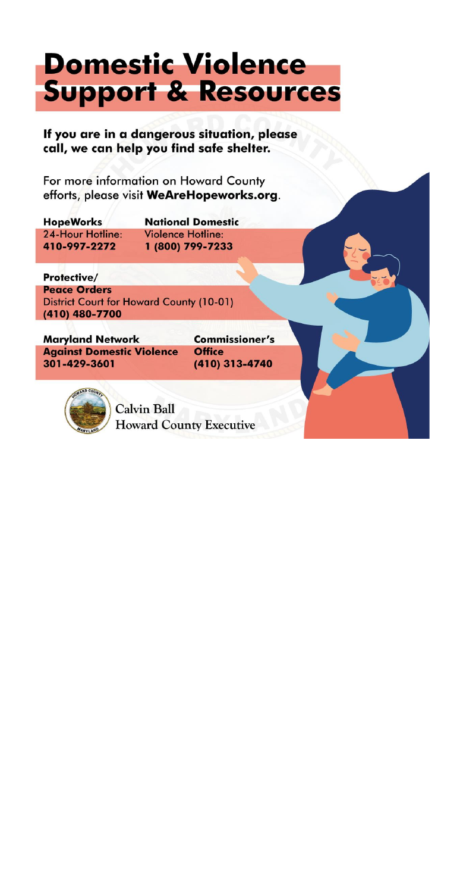# Domestic Violence Support & Resources

**If you are in a dangerous situation, please call, we can help you find safe shelter.**

For more information on Howard County efforts, please visit **WeAreHopeworks.org**.

**HopeWorks**
24-Hour Hotline:
**410-997-2272**

**National Domestic**
Violence Hotline:
**1 (800) 799-7233**

**Protective/**
**Peace Orders**
District Court for Howard County (10-01)
**(410) 480-7700**

**Maryland Network**
**Against Domestic Violence**
**301-429-3601**

**Commissioner's**
**Office**
**(410) 313-4740**

Calvin Ball
Howard County Executive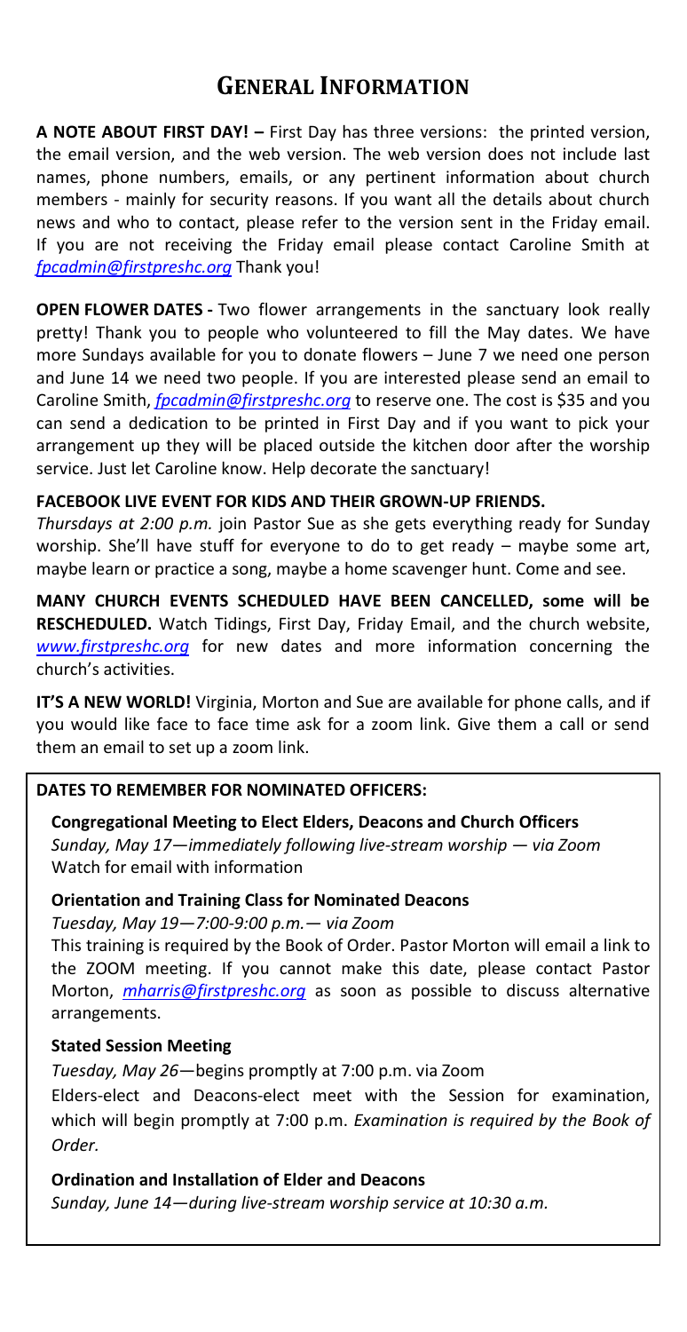# GENERAL INFORMATION

**A NOTE ABOUT FIRST DAY! –** First Day has three versions: the printed version, the email version, and the web version. The web version does not include last names, phone numbers, emails, or any pertinent information about church members - mainly for security reasons. If you want all the details about church news and who to contact, please refer to the version sent in the Friday email. If you are not receiving the Friday email please contact Caroline Smith at *fpcadmin@firstpreshc.org* Thank you!

**OPEN FLOWER DATES -** Two flower arrangements in the sanctuary look really pretty! Thank you to people who volunteered to fill the May dates. We have more Sundays available for you to donate flowers – June 7 we need one person and June 14 we need two people. If you are interested please send an email to Caroline Smith, *fpcadmin@firstpreshc.org* to reserve one. The cost is $35 and you can send a dedication to be printed in First Day and if you want to pick your arrangement up they will be placed outside the kitchen door after the worship service. Just let Caroline know. Help decorate the sanctuary!

**FACEBOOK LIVE EVENT FOR KIDS AND THEIR GROWN-UP FRIENDS.**
*Thursdays at 2:00 p.m.* join Pastor Sue as she gets everything ready for Sunday worship. She'll have stuff for everyone to do to get ready – maybe some art, maybe learn or practice a song, maybe a home scavenger hunt. Come and see.

**MANY CHURCH EVENTS SCHEDULED HAVE BEEN CANCELLED, some will be RESCHEDULED.** Watch Tidings, First Day, Friday Email, and the church website, *www.firstpreshc.org* for new dates and more information concerning the church's activities.

**IT'S A NEW WORLD!** Virginia, Morton and Sue are available for phone calls, and if you would like face to face time ask for a zoom link. Give them a call or send them an email to set up a zoom link.

**DATES TO REMEMBER FOR NOMINATED OFFICERS:**

**Congregational Meeting to Elect Elders, Deacons and Church Officers**
*Sunday, May 17—immediately following live-stream worship — via Zoom*
Watch for email with information

**Orientation and Training Class for Nominated Deacons**
*Tuesday, May 19—7:00-9:00 p.m.— via Zoom*
This training is required by the Book of Order. Pastor Morton will email a link to the ZOOM meeting. If you cannot make this date, please contact Pastor Morton, *mharris@firstpreshc.org* as soon as possible to discuss alternative arrangements.

**Stated Session Meeting**
*Tuesday, May 26*—begins promptly at 7:00 p.m. via Zoom
Elders-elect and Deacons-elect meet with the Session for examination, which will begin promptly at 7:00 p.m. *Examination is required by the Book of Order.*

**Ordination and Installation of Elder and Deacons**
*Sunday, June 14—during live-stream worship service at 10:30 a.m.*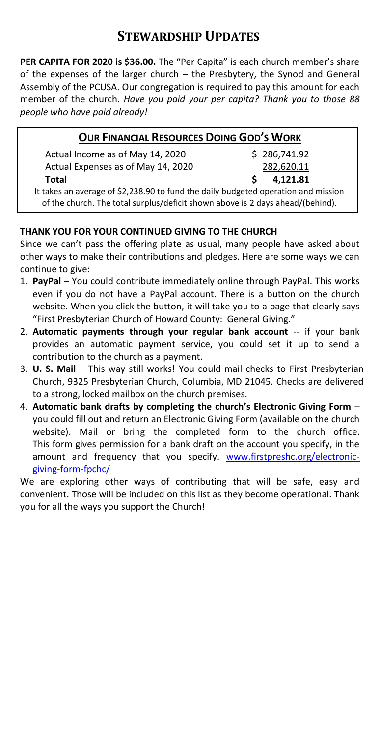# STEWARDSHIP UPDATES

**PER CAPITA FOR 2020 is $36.00.** The "Per Capita" is each church member's share of the expenses of the larger church – the Presbytery, the Synod and General Assembly of the PCUSA. Our congregation is required to pay this amount for each member of the church. *Have you paid your per capita? Thank you to those 88 people who have paid already!*

## OUR FINANCIAL RESOURCES DOING GOD'S WORK

| | |
|---|---|
| Actual Income as of May 14, 2020 | $ 286,741.92 |
| Actual Expenses as of May 14, 2020 | 282,620.11 |
| **Total** | **$ 4,121.81** |

It takes an average of $2,238.90 to fund the daily budgeted operation and mission of the church. The total surplus/deficit shown above is 2 days ahead/(behind).

**THANK YOU FOR YOUR CONTINUED GIVING TO THE CHURCH**

Since we can't pass the offering plate as usual, many people have asked about other ways to make their contributions and pledges. Here are some ways we can continue to give:

1. **PayPal** – You could contribute immediately online through PayPal. This works even if you do not have a PayPal account. There is a button on the church website. When you click the button, it will take you to a page that clearly says "First Presbyterian Church of Howard County: General Giving."
2. **Automatic payments through your regular bank account** -- if your bank provides an automatic payment service, you could set it up to send a contribution to the church as a payment.
3. **U. S. Mail** – This way still works! You could mail checks to First Presbyterian Church, 9325 Presbyterian Church, Columbia, MD 21045. Checks are delivered to a strong, locked mailbox on the church premises.
4. **Automatic bank drafts by completing the church's Electronic Giving Form** – you could fill out and return an Electronic Giving Form (available on the church website). Mail or bring the completed form to the church office. This form gives permission for a bank draft on the account you specify, in the amount and frequency that you specify. www.firstpreshc.org/electronic-giving-form-fpchc/

We are exploring other ways of contributing that will be safe, easy and convenient. Those will be included on this list as they become operational. Thank you for all the ways you support the Church!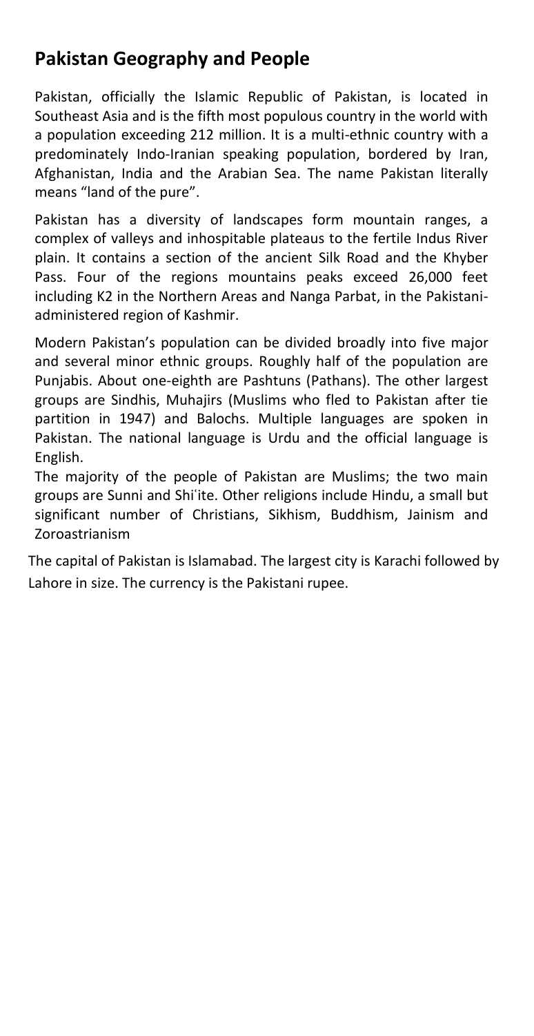## Pakistan Geography and People

Pakistan, officially the Islamic Republic of Pakistan, is located in Southeast Asia and is the fifth most populous country in the world with a population exceeding 212 million. It is a multi-ethnic country with a predominately Indo-Iranian speaking population, bordered by Iran, Afghanistan, India and the Arabian Sea. The name Pakistan literally means "land of the pure".

Pakistan has a diversity of landscapes form mountain ranges, a complex of valleys and inhospitable plateaus to the fertile Indus River plain. It contains a section of the ancient Silk Road and the Khyber Pass. Four of the regions mountains peaks exceed 26,000 feet including K2 in the Northern Areas and Nanga Parbat, in the Pakistani-administered region of Kashmir.

Modern Pakistan's population can be divided broadly into five major and several minor ethnic groups. Roughly half of the population are Punjabis. About one-eighth are Pashtuns (Pathans). The other largest groups are Sindhis, Muhajirs (Muslims who fled to Pakistan after tie partition in 1947) and Balochs. Multiple languages are spoken in Pakistan. The national language is Urdu and the official language is English.

The majority of the people of Pakistan are Muslims; the two main groups are Sunni and Shiʽite. Other religions include Hindu, a small but significant number of Christians, Sikhism, Buddhism, Jainism and Zoroastrianism

The capital of Pakistan is Islamabad. The largest city is Karachi followed by Lahore in size. The currency is the Pakistani rupee.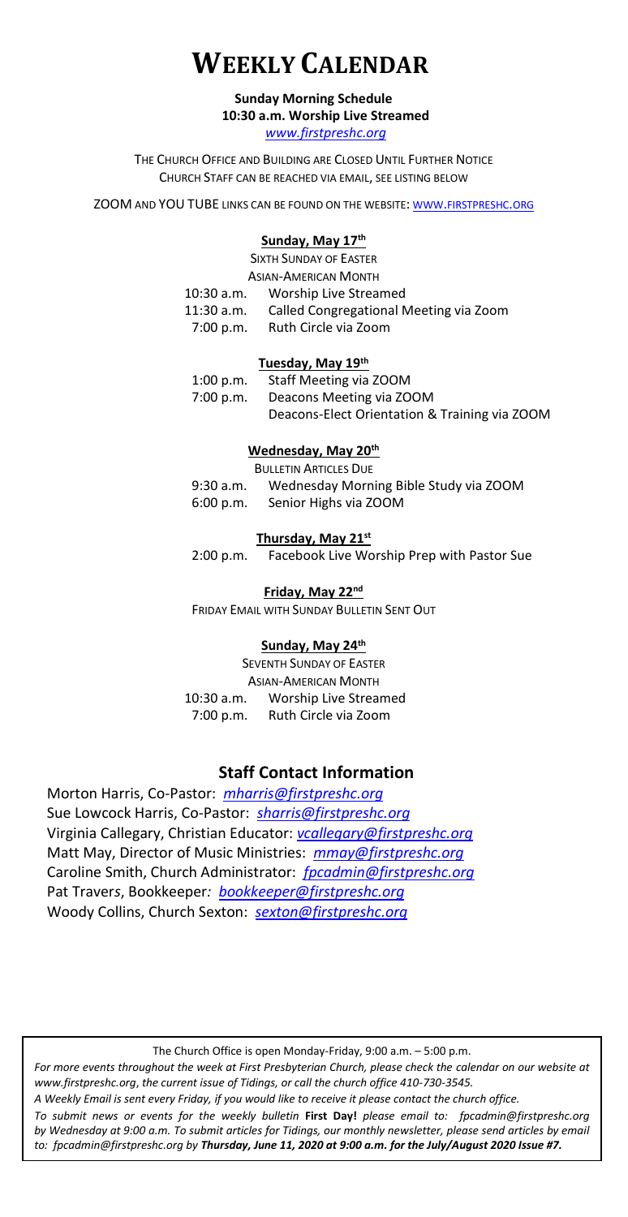# WEEKLY CALENDAR

**Sunday Morning Schedule**
**10:30 a.m. Worship Live Streamed**
*www.firstpreshc.org*

THE CHURCH OFFICE AND BUILDING ARE CLOSED UNTIL FURTHER NOTICE
CHURCH STAFF CAN BE REACHED VIA EMAIL, SEE LISTING BELOW

ZOOM AND YOU TUBE LINKS CAN BE FOUND ON THE WEBSITE: WWW.FIRSTPRESHC.ORG

**Sunday, May 17th**

SIXTH SUNDAY OF EASTER
ASIAN-AMERICAN MONTH

10:30 a.m. Worship Live Streamed
11:30 a.m. Called Congregational Meeting via Zoom
7:00 p.m. Ruth Circle via Zoom

**Tuesday, May 19th**

1:00 p.m. Staff Meeting via ZOOM
7:00 p.m. Deacons Meeting via ZOOM
Deacons-Elect Orientation & Training via ZOOM

**Wednesday, May 20th**

BULLETIN ARTICLES DUE
9:30 a.m. Wednesday Morning Bible Study via ZOOM
6:00 p.m. Senior Highs via ZOOM

**Thursday, May 21st**

2:00 p.m. Facebook Live Worship Prep with Pastor Sue

**Friday, May 22nd**

FRIDAY EMAIL WITH SUNDAY BULLETIN SENT OUT

**Sunday, May 24th**

SEVENTH SUNDAY OF EASTER
ASIAN-AMERICAN MONTH

10:30 a.m. Worship Live Streamed
7:00 p.m. Ruth Circle via Zoom

## Staff Contact Information

Morton Harris, Co-Pastor: *mharris@firstpreshc.org*
Sue Lowcock Harris, Co-Pastor: *sharris@firstpreshc.org*
Virginia Callegary, Christian Educator: *vcallegary@firstpreshc.org*
Matt May, Director of Music Ministries: *mmay@firstpreshc.org*
Caroline Smith, Church Administrator: *fpcadmin@firstpreshc.org*
Pat Travers, Bookkeeper*: bookkeeper@firstpreshc.org*
Woody Collins, Church Sexton: *sexton@firstpreshc.org*

The Church Office is open Monday-Friday, 9:00 a.m. – 5:00 p.m.

*For more events throughout the week at First Presbyterian Church, please check the calendar on our website at www.firstpreshc.org, the current issue of Tidings, or call the church office 410-730-3545.*

*A Weekly Email is sent every Friday, if you would like to receive it please contact the church office.*

*To submit news or events for the weekly bulletin* **First Day!** *please email to: fpcadmin@firstpreshc.org by Wednesday at 9:00 a.m. To submit articles for Tidings, our monthly newsletter, please send articles by email to: fpcadmin@firstpreshc.org by* ***Thursday, June 11, 2020 at 9:00 a.m. for the July/August 2020 Issue #7.***